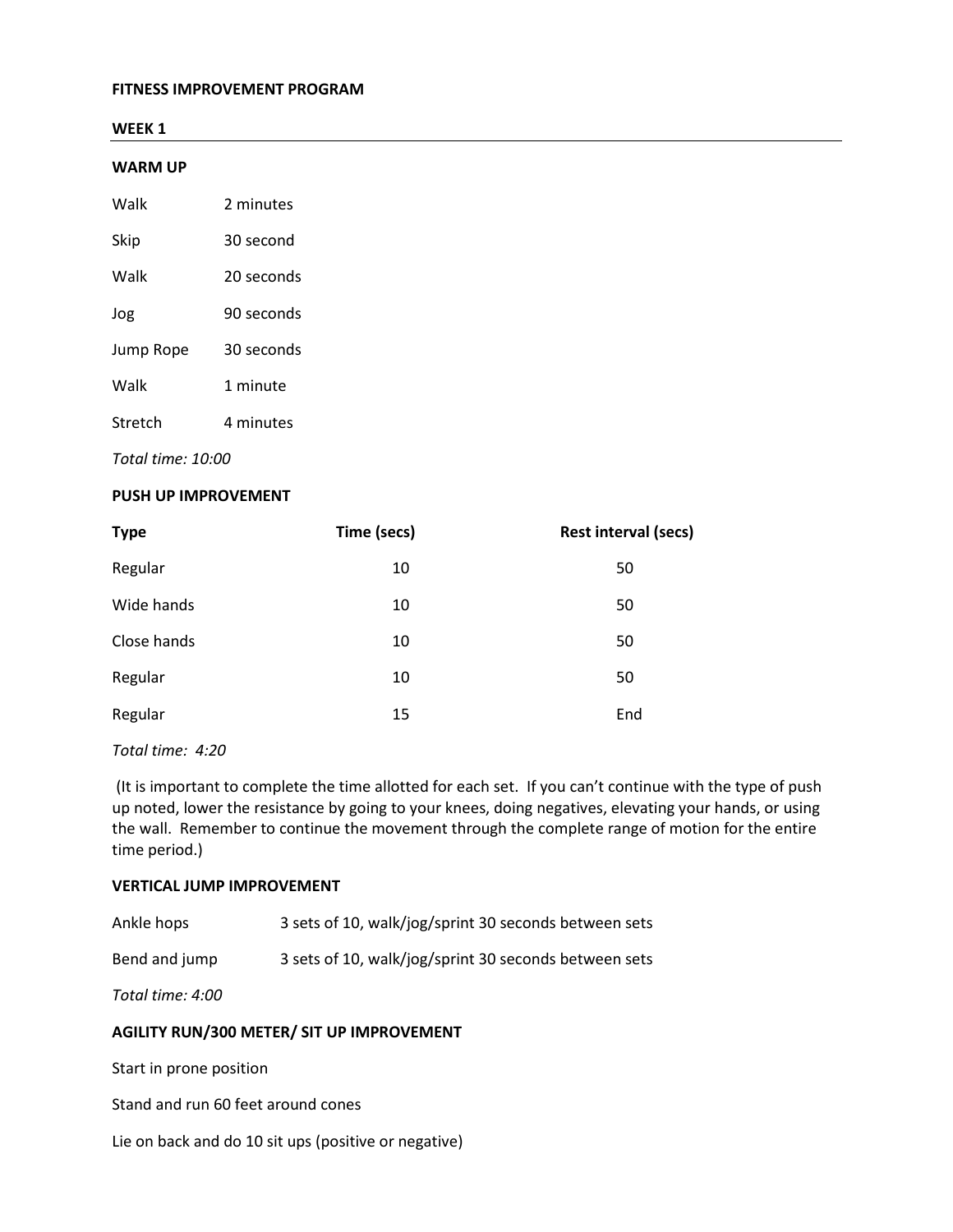# FITNESS IMPROVEMENT PROGRAM

## WEEK 1

### WARM UP

| | |
|---|---|
| Walk | 2 minutes |
| Skip | 30 second |
| Walk | 20 seconds |
| Jog | 90 seconds |
| Jump Rope | 30 seconds |
| Walk | 1 minute |
| Stretch | 4 minutes |

*Total time: 10:00*

### PUSH UP IMPROVEMENT

| Type | Time (secs) | Rest interval (secs) |
|---|---|---|
| Regular | 10 | 50 |
| Wide hands | 10 | 50 |
| Close hands | 10 | 50 |
| Regular | 10 | 50 |
| Regular | 15 | End |

*Total time: 4:20*

(It is important to complete the time allotted for each set. If you can't continue with the type of push up noted, lower the resistance by going to your knees, doing negatives, elevating your hands, or using the wall. Remember to continue the movement through the complete range of motion for the entire time period.)

### VERTICAL JUMP IMPROVEMENT

| | |
|---|---|
| Ankle hops | 3 sets of 10, walk/jog/sprint 30 seconds between sets |
| Bend and jump | 3 sets of 10, walk/jog/sprint 30 seconds between sets |

*Total time: 4:00*

### AGILITY RUN/300 METER/ SIT UP IMPROVEMENT

Start in prone position

Stand and run 60 feet around cones

Lie on back and do 10 sit ups (positive or negative)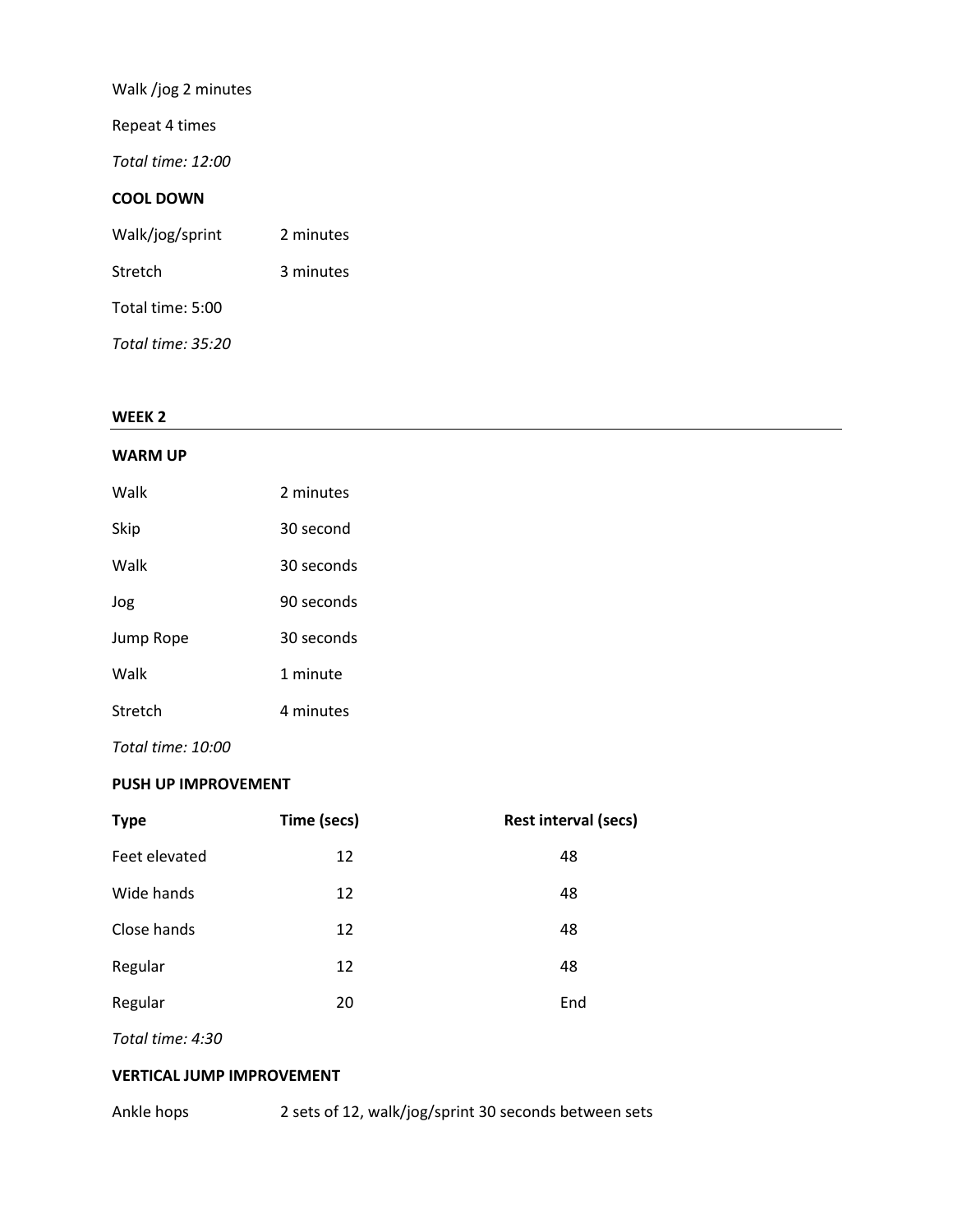Walk /jog 2 minutes

Repeat 4 times

*Total time: 12:00*

**COOL DOWN**

| | |
|---|---|
| Walk/jog/sprint | 2 minutes |
| Stretch | 3 minutes |

Total time: 5:00

*Total time: 35:20*

## WEEK 2

**WARM UP**

| | |
|---|---|
| Walk | 2 minutes |
| Skip | 30 second |
| Walk | 30 seconds |
| Jog | 90 seconds |
| Jump Rope | 30 seconds |
| Walk | 1 minute |
| Stretch | 4 minutes |

*Total time: 10:00*

**PUSH UP IMPROVEMENT**

| Type | Time (secs) | Rest interval (secs) |
|---|---|---|
| Feet elevated | 12 | 48 |
| Wide hands | 12 | 48 |
| Close hands | 12 | 48 |
| Regular | 12 | 48 |
| Regular | 20 | End |

*Total time: 4:30*

**VERTICAL JUMP IMPROVEMENT**

| | |
|---|---|
| Ankle hops | 2 sets of 12, walk/jog/sprint 30 seconds between sets |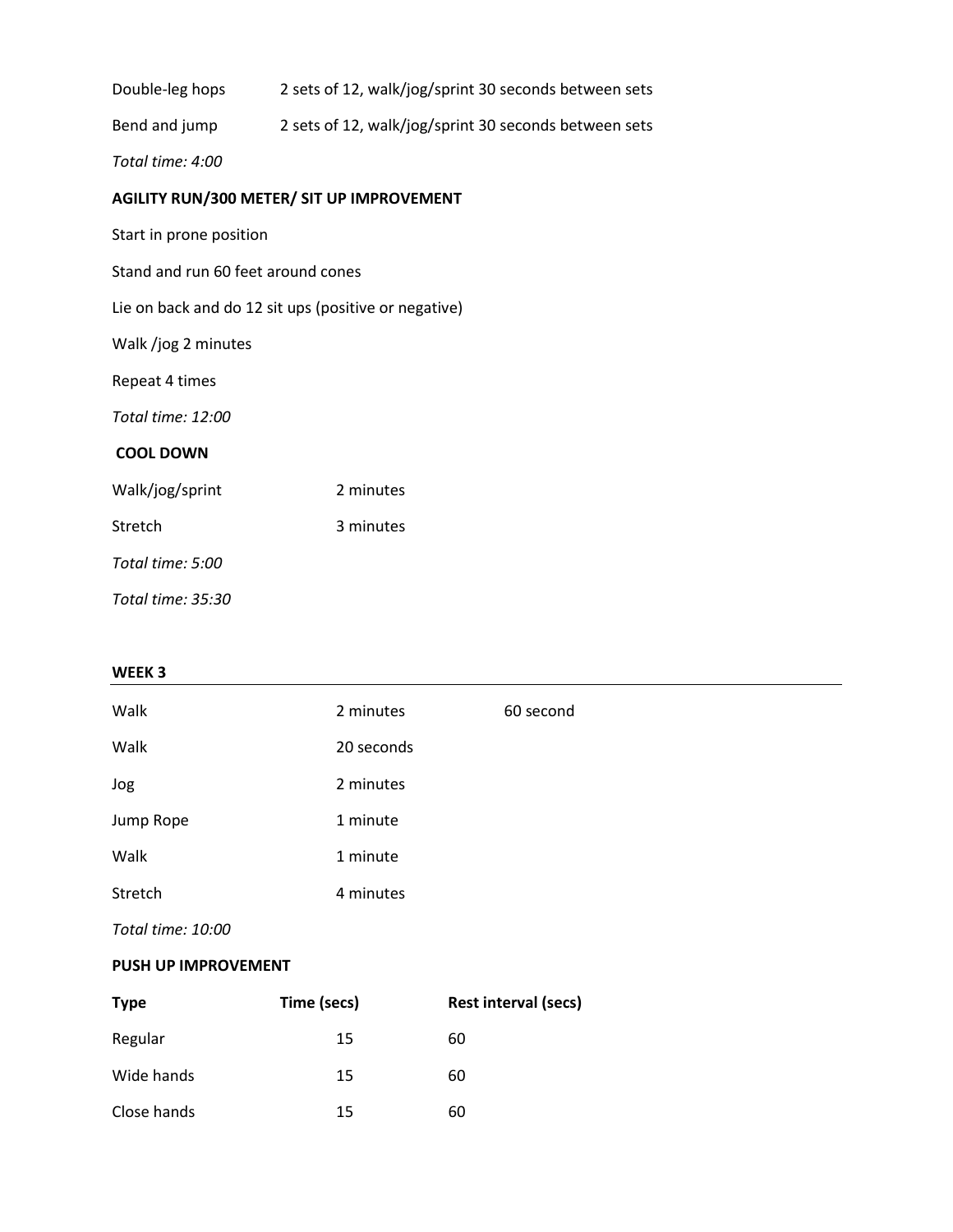| | |
|---|---|
| Double-leg hops | 2 sets of 12, walk/jog/sprint 30 seconds between sets |
| Bend and jump | 2 sets of 12, walk/jog/sprint 30 seconds between sets |

*Total time: 4:00*

**AGILITY RUN/300 METER/ SIT UP IMPROVEMENT**

Start in prone position

Stand and run 60 feet around cones

Lie on back and do 12 sit ups (positive or negative)

Walk /jog 2 minutes

Repeat 4 times

*Total time: 12:00*

**COOL DOWN**

| | |
|---|---|
| Walk/jog/sprint | 2 minutes |
| Stretch | 3 minutes |

*Total time: 5:00*

*Total time: 35:30*

**WEEK 3**

| | | |
|---|---|---|
| Walk | 2 minutes | 60 second |
| Walk | 20 seconds | |
| Jog | 2 minutes | |
| Jump Rope | 1 minute | |
| Walk | 1 minute | |
| Stretch | 4 minutes | |

*Total time: 10:00*

**PUSH UP IMPROVEMENT**

| **Type** | **Time (secs)** | **Rest interval (secs)** |
|---|---|---|
| Regular | 15 | 60 |
| Wide hands | 15 | 60 |
| Close hands | 15 | 60 |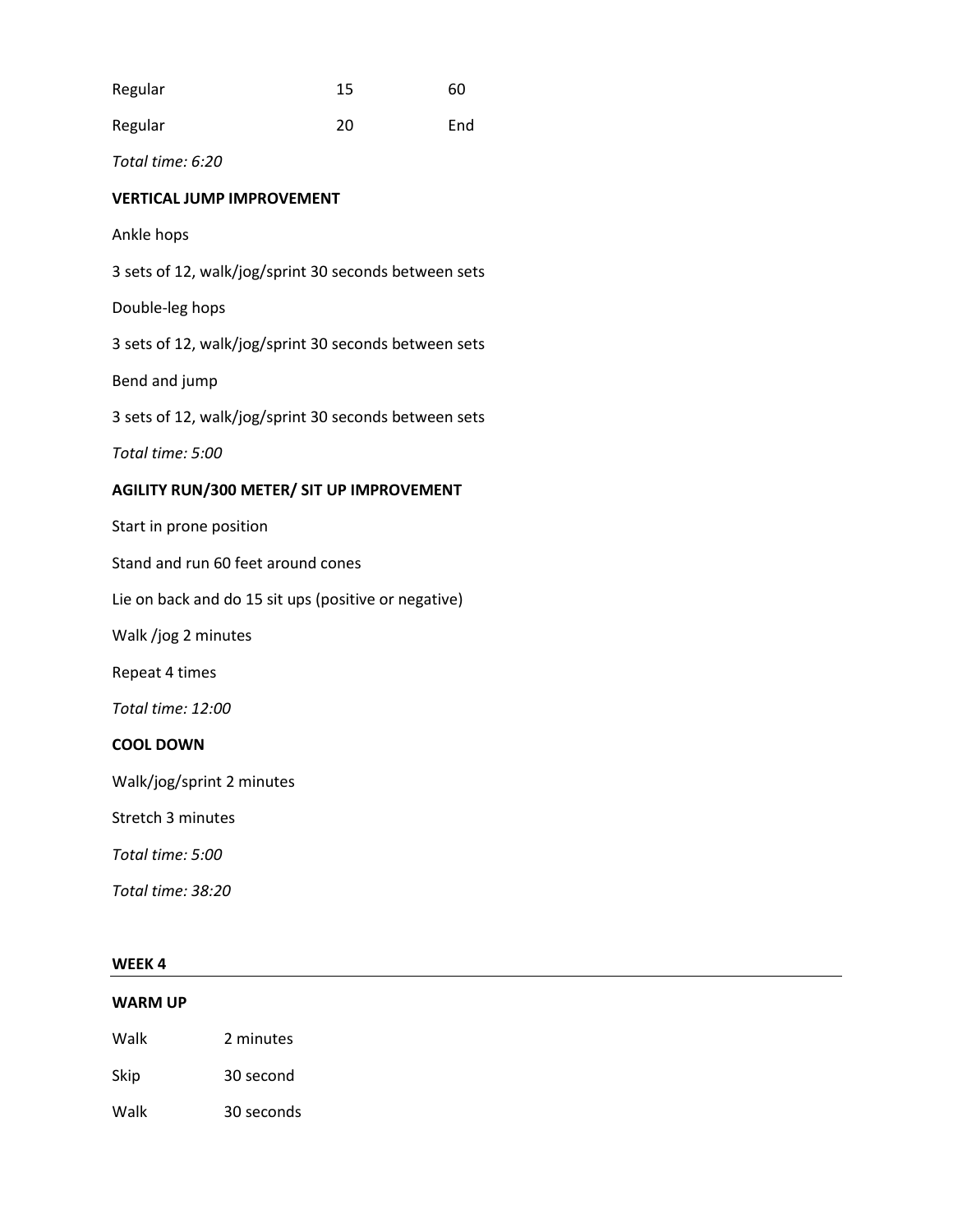| | | |
|---|---|---|
| Regular | 15 | 60 |
| Regular | 20 | End |

*Total time: 6:20*

**VERTICAL JUMP IMPROVEMENT**

Ankle hops

3 sets of 12, walk/jog/sprint 30 seconds between sets

Double-leg hops

3 sets of 12, walk/jog/sprint 30 seconds between sets

Bend and jump

3 sets of 12, walk/jog/sprint 30 seconds between sets

*Total time: 5:00*

**AGILITY RUN/300 METER/ SIT UP IMPROVEMENT**

Start in prone position

Stand and run 60 feet around cones

Lie on back and do 15 sit ups (positive or negative)

Walk /jog 2 minutes

Repeat 4 times

*Total time: 12:00*

**COOL DOWN**

Walk/jog/sprint 2 minutes

Stretch 3 minutes

*Total time: 5:00*

*Total time: 38:20*

**WEEK 4**

---

**WARM UP**

| | |
|---|---|
| Walk | 2 minutes |
| Skip | 30 second |
| Walk | 30 seconds |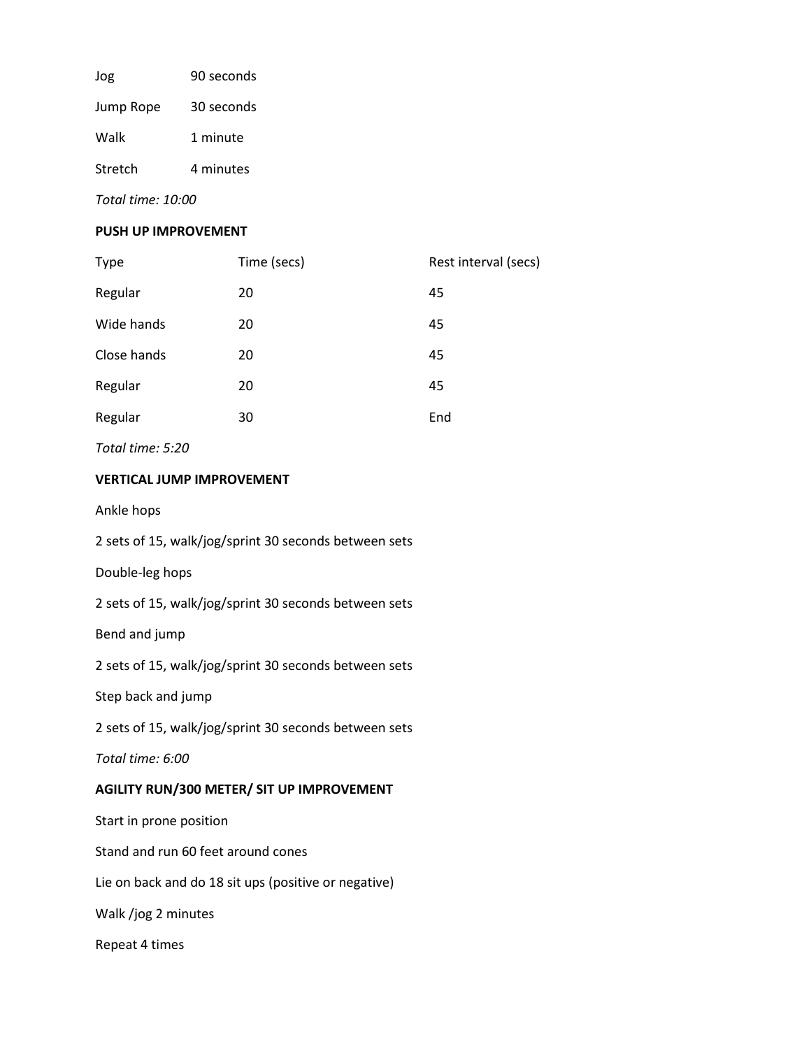| | |
|---|---|
| Jog | 90 seconds |
| Jump Rope | 30 seconds |
| Walk | 1 minute |
| Stretch | 4 minutes |

*Total time: 10:00*

**PUSH UP IMPROVEMENT**

| Type | Time (secs) | Rest interval (secs) |
|---|---|---|
| Regular | 20 | 45 |
| Wide hands | 20 | 45 |
| Close hands | 20 | 45 |
| Regular | 20 | 45 |
| Regular | 30 | End |

*Total time: 5:20*

**VERTICAL JUMP IMPROVEMENT**

Ankle hops

2 sets of 15, walk/jog/sprint 30 seconds between sets

Double-leg hops

2 sets of 15, walk/jog/sprint 30 seconds between sets

Bend and jump

2 sets of 15, walk/jog/sprint 30 seconds between sets

Step back and jump

2 sets of 15, walk/jog/sprint 30 seconds between sets

*Total time: 6:00*

**AGILITY RUN/300 METER/ SIT UP IMPROVEMENT**

Start in prone position

Stand and run 60 feet around cones

Lie on back and do 18 sit ups (positive or negative)

Walk /jog 2 minutes

Repeat 4 times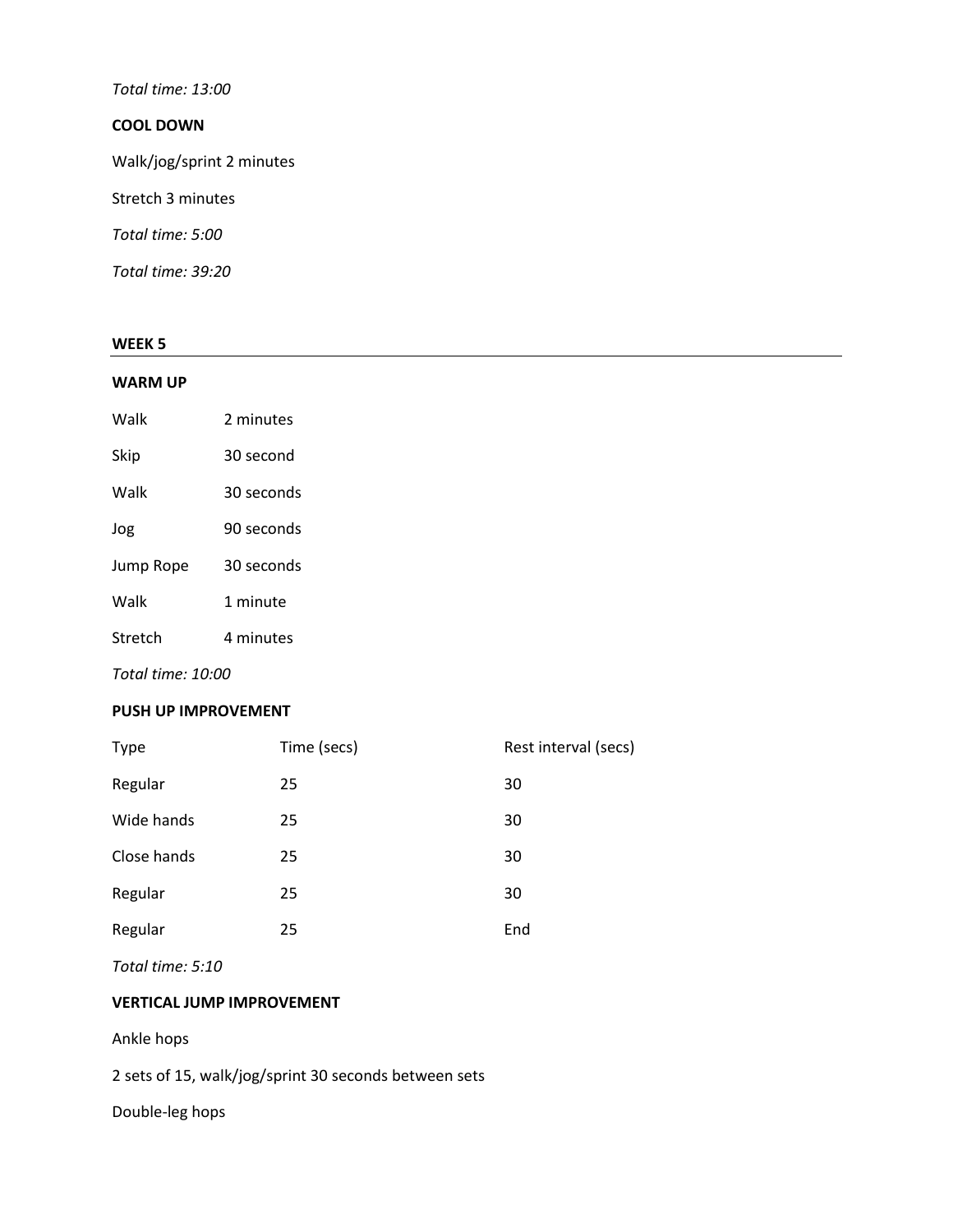*Total time: 13:00*

**COOL DOWN**

Walk/jog/sprint 2 minutes

Stretch 3 minutes

*Total time: 5:00*

*Total time: 39:20*

## WEEK 5

**WARM UP**

| Walk | 2 minutes |
|---|---|
| Skip | 30 second |
| Walk | 30 seconds |
| Jog | 90 seconds |
| Jump Rope | 30 seconds |
| Walk | 1 minute |
| Stretch | 4 minutes |

*Total time: 10:00*

**PUSH UP IMPROVEMENT**

| Type | Time (secs) | Rest interval (secs) |
|---|---|---|
| Regular | 25 | 30 |
| Wide hands | 25 | 30 |
| Close hands | 25 | 30 |
| Regular | 25 | 30 |
| Regular | 25 | End |

*Total time: 5:10*

**VERTICAL JUMP IMPROVEMENT**

Ankle hops

2 sets of 15, walk/jog/sprint 30 seconds between sets

Double-leg hops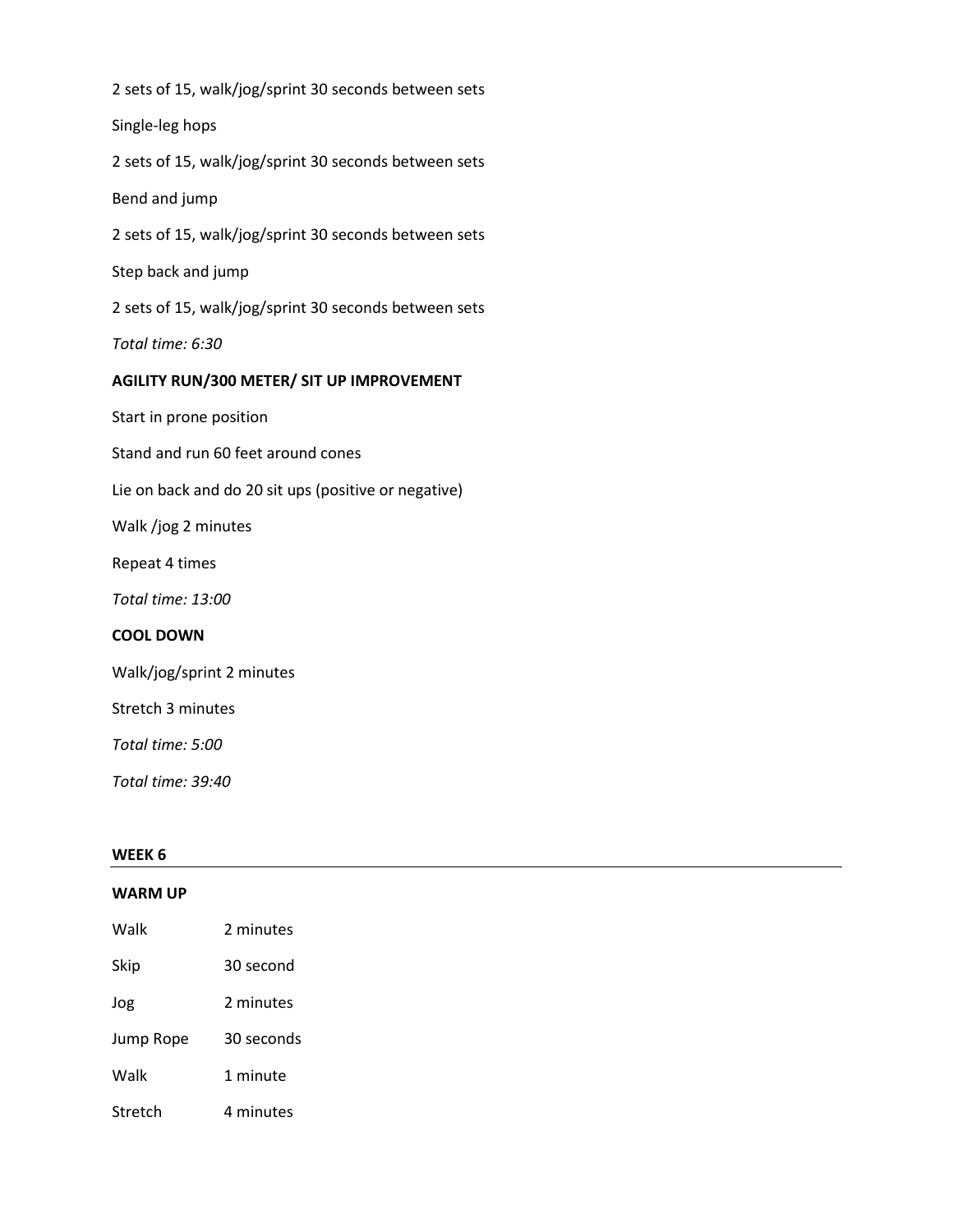2 sets of 15, walk/jog/sprint 30 seconds between sets

Single-leg hops

2 sets of 15, walk/jog/sprint 30 seconds between sets

Bend and jump

2 sets of 15, walk/jog/sprint 30 seconds between sets

Step back and jump

2 sets of 15, walk/jog/sprint 30 seconds between sets

*Total time: 6:30*

**AGILITY RUN/300 METER/ SIT UP IMPROVEMENT**

Start in prone position

Stand and run 60 feet around cones

Lie on back and do 20 sit ups (positive or negative)

Walk /jog 2 minutes

Repeat 4 times

*Total time: 13:00*

**COOL DOWN**

Walk/jog/sprint 2 minutes

Stretch 3 minutes

*Total time: 5:00*

*Total time: 39:40*

## WEEK 6

**WARM UP**

| | |
|---|---|
| Walk | 2 minutes |
| Skip | 30 second |
| Jog | 2 minutes |
| Jump Rope | 30 seconds |
| Walk | 1 minute |
| Stretch | 4 minutes |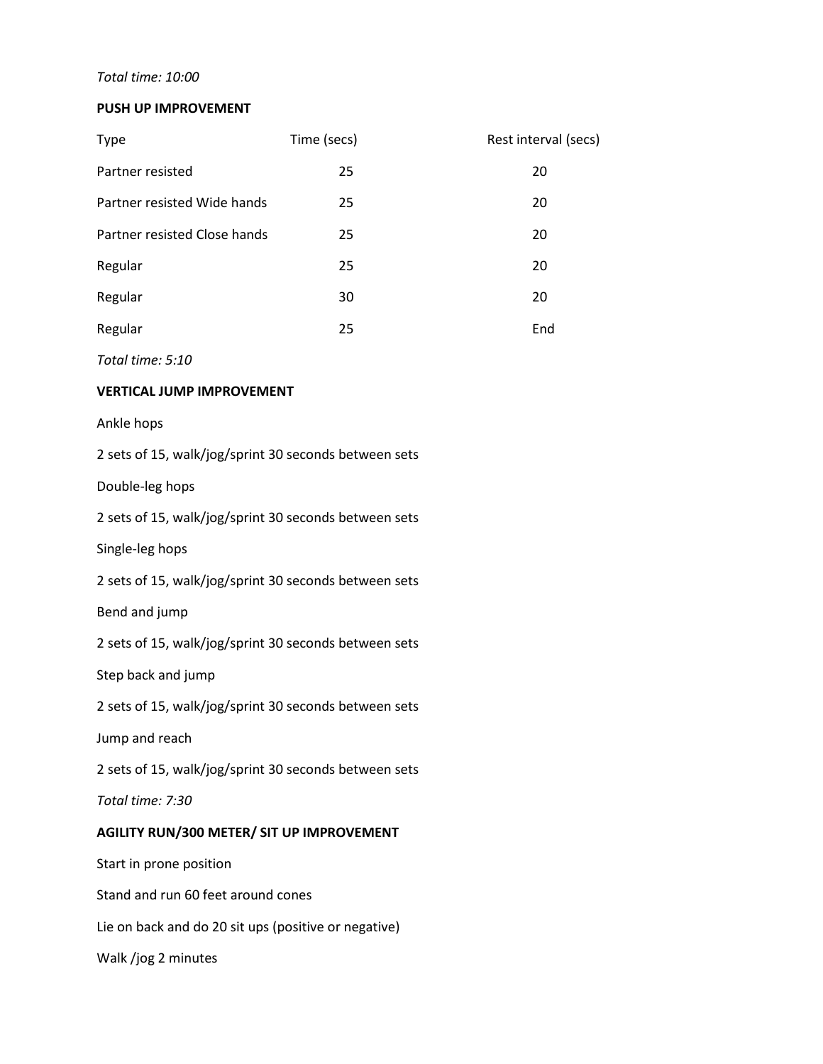*Total time: 10:00*

**PUSH UP IMPROVEMENT**

| Type | Time (secs) | Rest interval (secs) |
|---|---|---|
| Partner resisted | 25 | 20 |
| Partner resisted Wide hands | 25 | 20 |
| Partner resisted Close hands | 25 | 20 |
| Regular | 25 | 20 |
| Regular | 30 | 20 |
| Regular | 25 | End |

*Total time: 5:10*

**VERTICAL JUMP IMPROVEMENT**

Ankle hops

2 sets of 15, walk/jog/sprint 30 seconds between sets

Double-leg hops

2 sets of 15, walk/jog/sprint 30 seconds between sets

Single-leg hops

2 sets of 15, walk/jog/sprint 30 seconds between sets

Bend and jump

2 sets of 15, walk/jog/sprint 30 seconds between sets

Step back and jump

2 sets of 15, walk/jog/sprint 30 seconds between sets

Jump and reach

2 sets of 15, walk/jog/sprint 30 seconds between sets

*Total time: 7:30*

**AGILITY RUN/300 METER/ SIT UP IMPROVEMENT**

Start in prone position

Stand and run 60 feet around cones

Lie on back and do 20 sit ups (positive or negative)

Walk /jog 2 minutes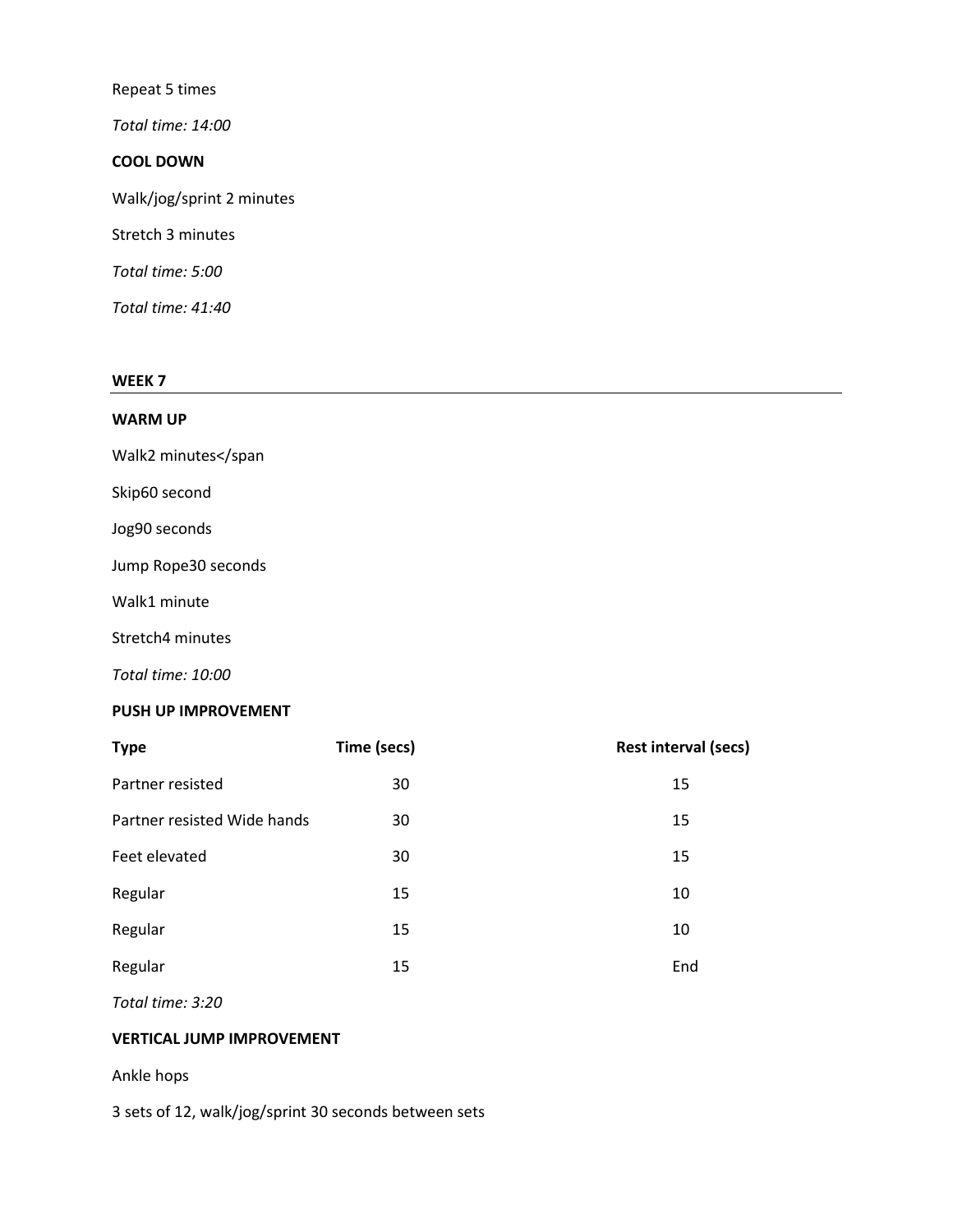Repeat 5 times

*Total time: 14:00*

**COOL DOWN**

Walk/jog/sprint 2 minutes

Stretch 3 minutes

*Total time: 5:00*

*Total time: 41:40*

## WEEK 7

**WARM UP**

Walk2 minutes</span

Skip60 second

Jog90 seconds

Jump Rope30 seconds

Walk1 minute

Stretch4 minutes

*Total time: 10:00*

**PUSH UP IMPROVEMENT**

| Type | Time (secs) | Rest interval (secs) |
|---|---|---|
| Partner resisted | 30 | 15 |
| Partner resisted Wide hands | 30 | 15 |
| Feet elevated | 30 | 15 |
| Regular | 15 | 10 |
| Regular | 15 | 10 |
| Regular | 15 | End |

*Total time: 3:20*

**VERTICAL JUMP IMPROVEMENT**

Ankle hops

3 sets of 12, walk/jog/sprint 30 seconds between sets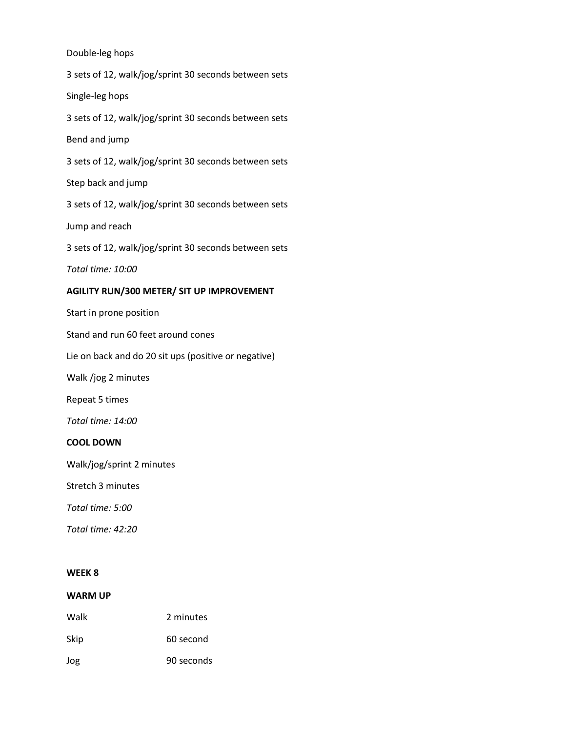Double-leg hops

3 sets of 12, walk/jog/sprint 30 seconds between sets

Single-leg hops

3 sets of 12, walk/jog/sprint 30 seconds between sets

Bend and jump

3 sets of 12, walk/jog/sprint 30 seconds between sets

Step back and jump

3 sets of 12, walk/jog/sprint 30 seconds between sets

Jump and reach

3 sets of 12, walk/jog/sprint 30 seconds between sets

*Total time: 10:00*

**AGILITY RUN/300 METER/ SIT UP IMPROVEMENT**

Start in prone position

Stand and run 60 feet around cones

Lie on back and do 20 sit ups (positive or negative)

Walk /jog 2 minutes

Repeat 5 times

*Total time: 14:00*

**COOL DOWN**

Walk/jog/sprint 2 minutes

Stretch 3 minutes

*Total time: 5:00*

*Total time: 42:20*

## WEEK 8

**WARM UP**

| | |
|---|---|
| Walk | 2 minutes |
| Skip | 60 second |
| Jog | 90 seconds |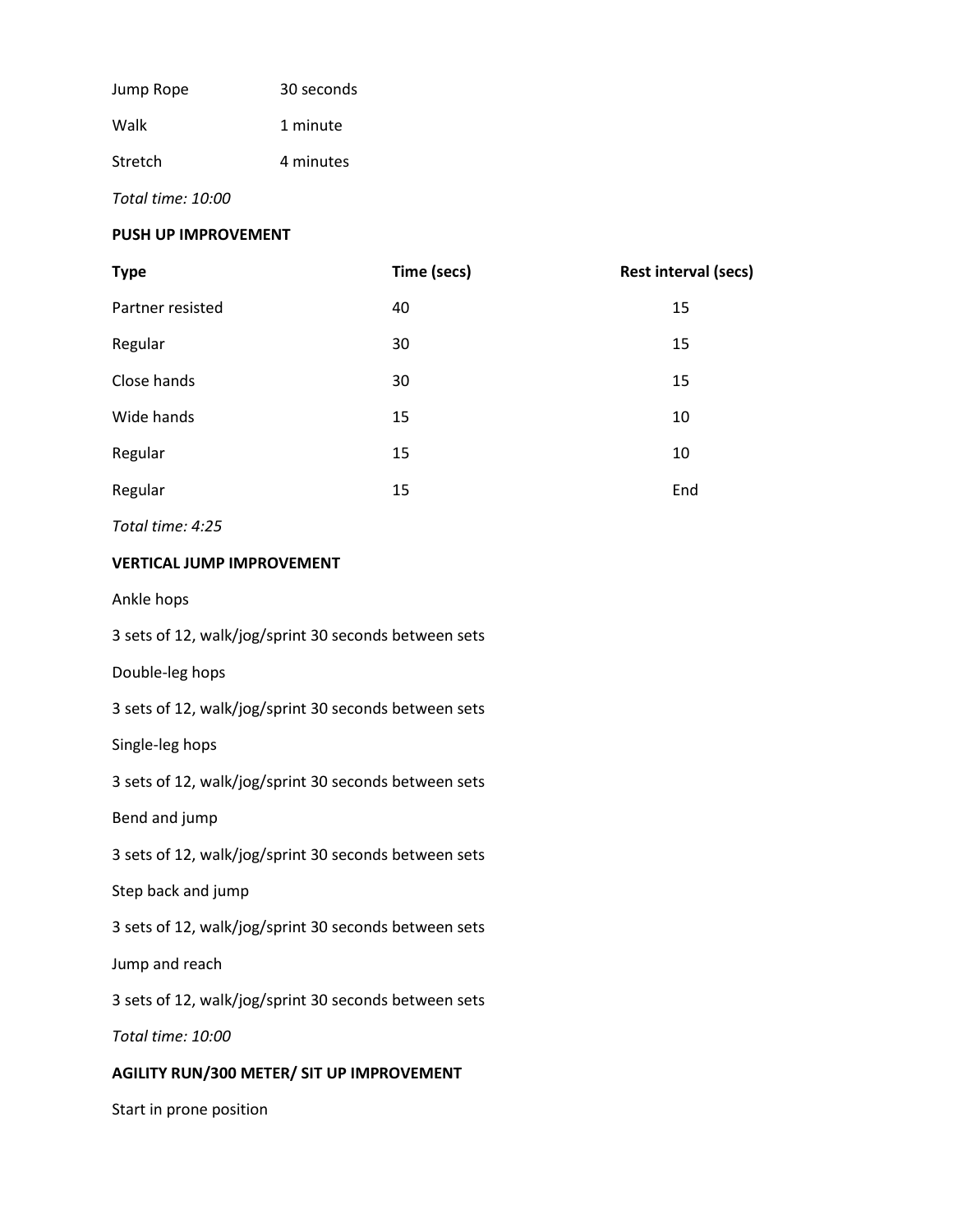| | |
|---|---|
| Jump Rope | 30 seconds |
| Walk | 1 minute |
| Stretch | 4 minutes |

*Total time: 10:00*

**PUSH UP IMPROVEMENT**

| Type | Time (secs) | Rest interval (secs) |
|---|---|---|
| Partner resisted | 40 | 15 |
| Regular | 30 | 15 |
| Close hands | 30 | 15 |
| Wide hands | 15 | 10 |
| Regular | 15 | 10 |
| Regular | 15 | End |

*Total time: 4:25*

**VERTICAL JUMP IMPROVEMENT**

Ankle hops

3 sets of 12, walk/jog/sprint 30 seconds between sets

Double-leg hops

3 sets of 12, walk/jog/sprint 30 seconds between sets

Single-leg hops

3 sets of 12, walk/jog/sprint 30 seconds between sets

Bend and jump

3 sets of 12, walk/jog/sprint 30 seconds between sets

Step back and jump

3 sets of 12, walk/jog/sprint 30 seconds between sets

Jump and reach

3 sets of 12, walk/jog/sprint 30 seconds between sets

*Total time: 10:00*

**AGILITY RUN/300 METER/ SIT UP IMPROVEMENT**

Start in prone position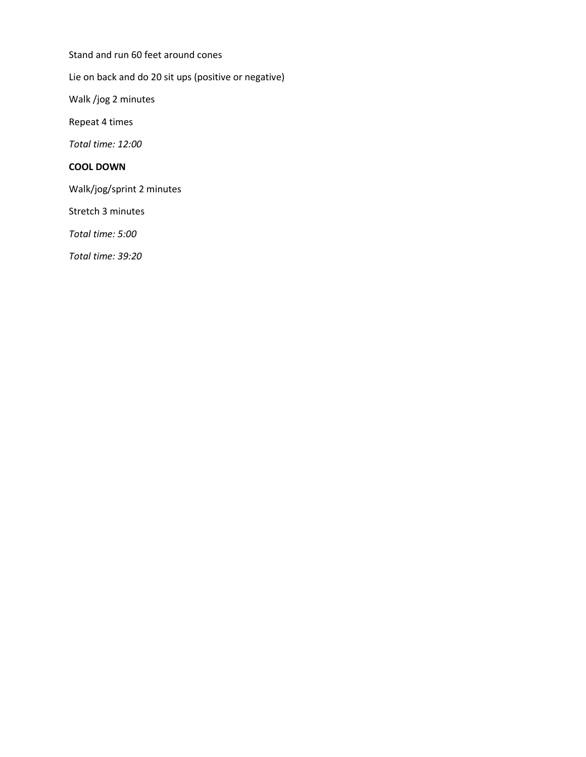Stand and run 60 feet around cones

Lie on back and do 20 sit ups (positive or negative)

Walk /jog 2 minutes

Repeat 4 times

*Total time: 12:00*

**COOL DOWN**

Walk/jog/sprint 2 minutes

Stretch 3 minutes

*Total time: 5:00*

*Total time: 39:20*